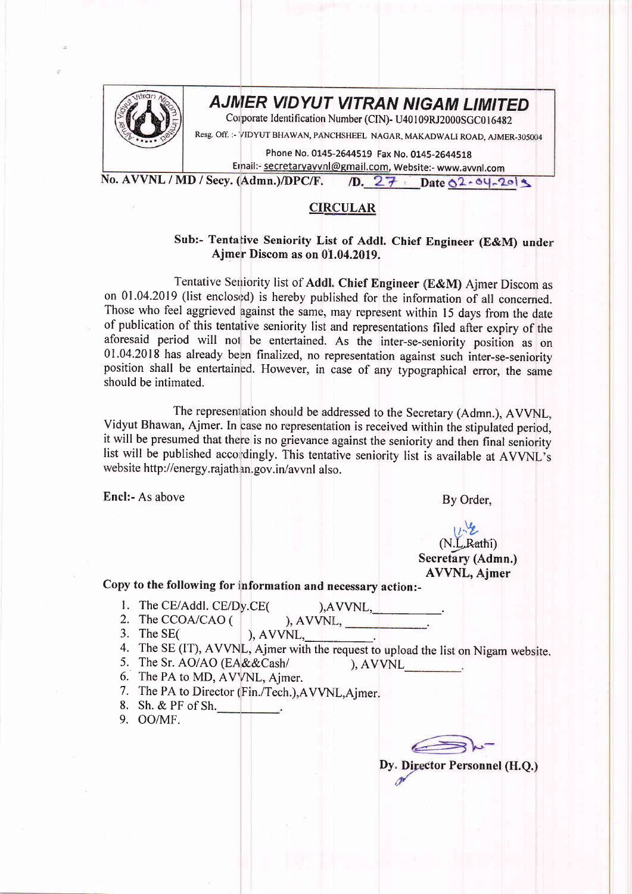# AJMER VIDYUT VITRAN NIGAM LIMITED

Corporate Identification Number (CIN)- U40109RJ2000SGC016482

Resg. Off. :- VIDYUT BHAWAN, PANCHSHEEL NAGAR, MAKADWALI ROAD, AJMER-305004

Phone No. 0145-2644519 Fax No. 0145-2644518

Email:- secretaryavvnl@gmail.com, Website:- www.avvnl.com

**No. AVVNL / MD / Secy. (Admn.)/DPC/F. /D. 27 Date 02-04-2019**

## CIRCULAR

**Sub:- Tentative Seniority List of Addl. Chief Engineer (E&M) under Ajmer Discom as on 01.04.2019.**

Tentative Seniority list of **Addl. Chief Engineer (E&M)** Ajmer Discom as on 01.04.2019 (list enclosed) is hereby published for the information of all concerned. Those who feel aggrieved against the same, may represent within 15 days from the date of publication of this tentative seniority list and representations filed after expiry of the aforesaid period will not be entertained. As the inter-se-seniority position as on 01.04.2018 has already been finalized, no representation against such inter-se-seniority position shall be entertained. However, in case of any typographical error, the same should be intimated.

The representation should be addressed to the Secretary (Admn.), AVVNL, Vidyut Bhawan, Ajmer. In case no representation is received within the stipulated period, it will be presumed that there is no grievance against the seniority and then final seniority list will be published accordingly. This tentative seniority list is available at AVVNL's website http://energy.rajasthan.gov.in/avvnl also.

**Encl:-** As above

By Order,

(N.L.Rathi)
**Secretary (Admn.)**
**AVVNL, Ajmer**

**Copy to the following for information and necessary action:-**

1. The CE/Addl. CE/Dy.CE( ),AVVNL,\_\_\_\_\_\_\_\_\_\_.
2. The CCOA/CAO ( ), AVVNL, \_\_\_\_\_\_\_\_\_\_.
3. The SE( ), AVVNL,\_\_\_\_\_\_\_\_\_\_.
4. The SE (IT), AVVNL, Ajmer with the request to upload the list on Nigam website.
5. The Sr. AO/AO (EA&&Cash/ ), AVVNL\_\_\_\_\_\_\_\_.
6. The PA to MD, AVVNL, Ajmer.
7. The PA to Director (Fin./Tech.),AVVNL,Ajmer.
8. Sh. & PF of Sh.\_\_\_\_\_\_\_\_\_\_.
9. OO/MF.

**Dy. Director Personnel (H.Q.)**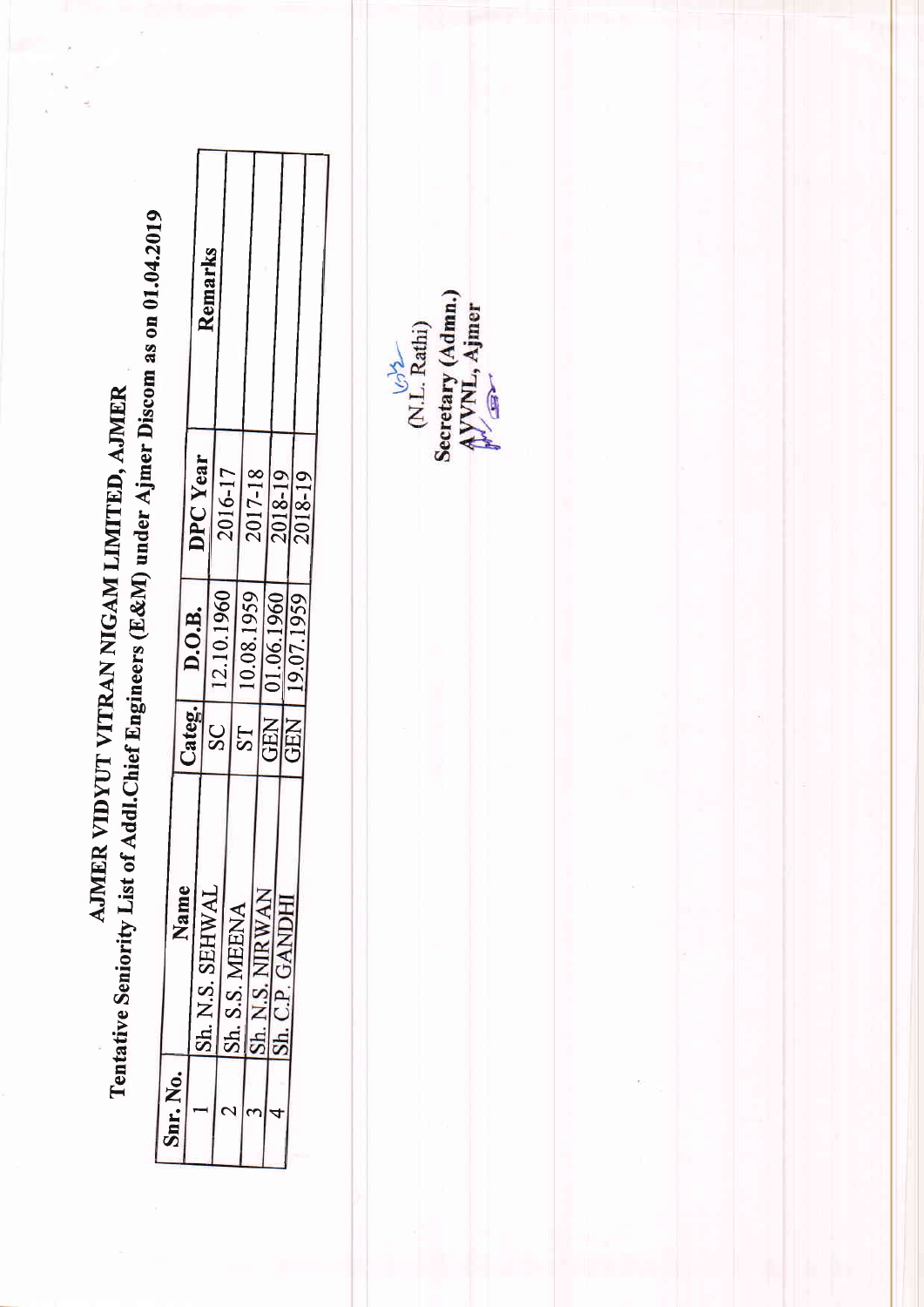# AJMER VIDYUT VITRAN NIGAM LIMITED, AJMER

## Tentative Seniority List of Addl.Chief Engineers (E&M) under Ajmer Discom as on 01.04.2019

| Snr. No. | Name | Categ. | D.O.B. | DPC Year | Remarks |
|---|---|---|---|---|---|
| 1 | Sh. N.S. SEHWAL | SC | 12.10.1960 | 2016-17 | |
| 2 | Sh. S.S. MEENA | ST | 10.08.1959 | 2017-18 | |
| 3 | Sh. N.S. NIRWAN | GEN | 01.06.1960 | 2018-19 | |
| 4 | Sh. C.P. GANDHI | GEN | 19.07.1959 | 2018-19 | |

(N.L. Rathi)
Secretary (Admn.)
AVVNL, Ajmer